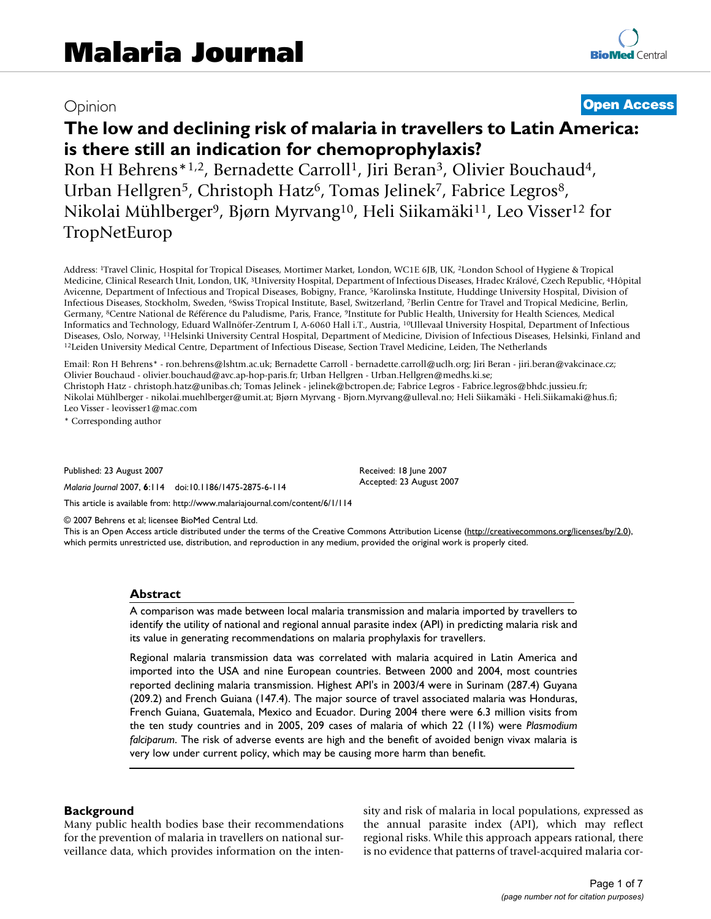# Malaria Journal

Opinion

**Open Access**

## The low and declining risk of malaria in travellers to Latin America: is there still an indication for chemoprophylaxis?

Ron H Behrens*[1,2], Bernadette Carroll[1], Jiri Beran[3], Olivier Bouchaud[4], Urban Hellgren[5], Christoph Hatz[6], Tomas Jelinek[7], Fabrice Legros[8], Nikolai Mühlberger[9], Bjørn Myrvang[10], Heli Siikamäki[11], Leo Visser[12] for TropNetEurop

Address: [1]Travel Clinic, Hospital for Tropical Diseases, Mortimer Market, London, WC1E 6JB, UK, [2]London School of Hygiene & Tropical Medicine, Clinical Research Unit, London, UK, [3]University Hospital, Department of Infectious Diseases, Hradec Králové, Czech Republic, [4]Hôpital Avicenne, Department of Infectious and Tropical Diseases, Bobigny, France, [5]Karolinska Institute, Huddinge University Hospital, Division of Infectious Diseases, Stockholm, Sweden, [6]Swiss Tropical Institute, Basel, Switzerland, [7]Berlin Centre for Travel and Tropical Medicine, Berlin, Germany, [8]Centre National de Référence du Paludisme, Paris, France, [9]Institute for Public Health, University for Health Sciences, Medical Informatics and Technology, Eduard Wallnöfer-Zentrum I, A-6060 Hall i.T., Austria, [10]Ullevaal University Hospital, Department of Infectious Diseases, Oslo, Norway, [11]Helsinki University Central Hospital, Department of Medicine, Division of Infectious Diseases, Helsinki, Finland and [12]Leiden University Medical Centre, Department of Infectious Disease, Section Travel Medicine, Leiden, The Netherlands

Email: Ron H Behrens* - ron.behrens@lshtm.ac.uk; Bernadette Carroll - bernadette.carroll@uclh.org; Jiri Beran - jiri.beran@vakcinace.cz; Olivier Bouchaud - olivier.bouchaud@avc.ap-hop-paris.fr; Urban Hellgren - Urban.Hellgren@medhs.ki.se; Christoph Hatz - christoph.hatz@unibas.ch; Tomas Jelinek - jelinek@bctropen.de; Fabrice Legros - Fabrice.legros@bhdc.jussieu.fr; Nikolai Mühlberger - nikolai.muehlberger@umit.at; Bjørn Myrvang - Bjorn.Myrvang@ulleval.no; Heli Siikamäki - Heli.Siikamaki@hus.fi; Leo Visser - leovisser1@mac.com

\* Corresponding author

Published: 23 August 2007

*Malaria Journal* 2007, **6**:114 doi:10.1186/1475-2875-6-114

Received: 18 June 2007
Accepted: 23 August 2007

This article is available from: http://www.malariajournal.com/content/6/1/114

© 2007 Behrens et al; licensee BioMed Central Ltd.
This is an Open Access article distributed under the terms of the Creative Commons Attribution License (http://creativecommons.org/licenses/by/2.0), which permits unrestricted use, distribution, and reproduction in any medium, provided the original work is properly cited.

### Abstract

A comparison was made between local malaria transmission and malaria imported by travellers to identify the utility of national and regional annual parasite index (API) in predicting malaria risk and its value in generating recommendations on malaria prophylaxis for travellers.

Regional malaria transmission data was correlated with malaria acquired in Latin America and imported into the USA and nine European countries. Between 2000 and 2004, most countries reported declining malaria transmission. Highest API's in 2003/4 were in Surinam (287.4) Guyana (209.2) and French Guiana (147.4). The major source of travel associated malaria was Honduras, French Guiana, Guatemala, Mexico and Ecuador. During 2004 there were 6.3 million visits from the ten study countries and in 2005, 209 cases of malaria of which 22 (11%) were *Plasmodium falciparum*. The risk of adverse events are high and the benefit of avoided benign vivax malaria is very low under current policy, which may be causing more harm than benefit.

## Background

Many public health bodies base their recommendations for the prevention of malaria in travellers on national surveillance data, which provides information on the intensity and risk of malaria in local populations, expressed as the annual parasite index (API), which may reflect regional risks. While this approach appears rational, there is no evidence that patterns of travel-acquired malaria cor-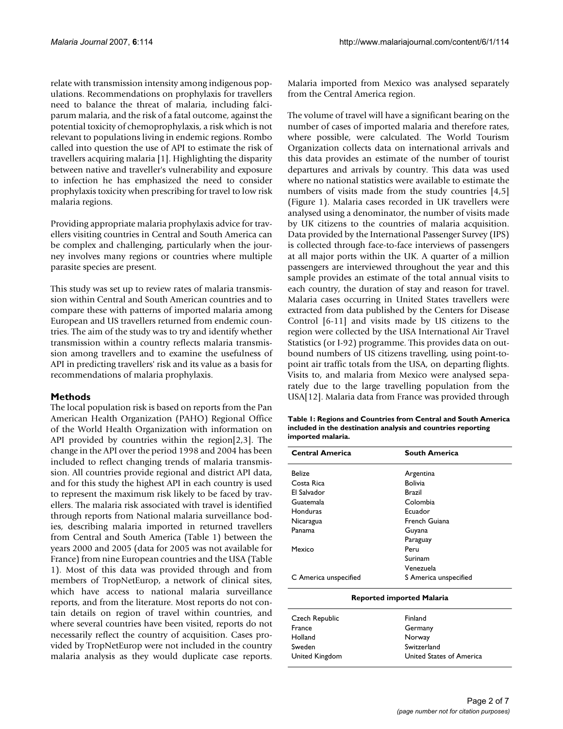relate with transmission intensity among indigenous populations. Recommendations on prophylaxis for travellers need to balance the threat of malaria, including falciparum malaria, and the risk of a fatal outcome, against the potential toxicity of chemoprophylaxis, a risk which is not relevant to populations living in endemic regions. Rombo called into question the use of API to estimate the risk of travellers acquiring malaria [1]. Highlighting the disparity between native and traveller's vulnerability and exposure to infection he has emphasized the need to consider prophylaxis toxicity when prescribing for travel to low risk malaria regions.

Providing appropriate malaria prophylaxis advice for travellers visiting countries in Central and South America can be complex and challenging, particularly when the journey involves many regions or countries where multiple parasite species are present.

This study was set up to review rates of malaria transmission within Central and South American countries and to compare these with patterns of imported malaria among European and US travellers returned from endemic countries. The aim of the study was to try and identify whether transmission within a country reflects malaria transmission among travellers and to examine the usefulness of API in predicting travellers' risk and its value as a basis for recommendations of malaria prophylaxis.

## Methods

The local population risk is based on reports from the Pan American Health Organization (PAHO) Regional Office of the World Health Organization with information on API provided by countries within the region[2,3]. The change in the API over the period 1998 and 2004 has been included to reflect changing trends of malaria transmission. All countries provide regional and district API data, and for this study the highest API in each country is used to represent the maximum risk likely to be faced by travellers. The malaria risk associated with travel is identified through reports from National malaria surveillance bodies, describing malaria imported in returned travellers from Central and South America (Table 1) between the years 2000 and 2005 (data for 2005 was not available for France) from nine European countries and the USA (Table 1). Most of this data was provided through and from members of TropNetEurop, a network of clinical sites, which have access to national malaria surveillance reports, and from the literature. Most reports do not contain details on region of travel within countries, and where several countries have been visited, reports do not necessarily reflect the country of acquisition. Cases provided by TropNetEurop were not included in the country malaria analysis as they would duplicate case reports. Malaria imported from Mexico was analysed separately from the Central America region.

The volume of travel will have a significant bearing on the number of cases of imported malaria and therefore rates, where possible, were calculated. The World Tourism Organization collects data on international arrivals and this data provides an estimate of the number of tourist departures and arrivals by country. This data was used where no national statistics were available to estimate the numbers of visits made from the study countries [4,5] (Figure 1). Malaria cases recorded in UK travellers were analysed using a denominator, the number of visits made by UK citizens to the countries of malaria acquisition. Data provided by the International Passenger Survey (IPS) is collected through face-to-face interviews of passengers at all major ports within the UK. A quarter of a million passengers are interviewed throughout the year and this sample provides an estimate of the total annual visits to each country, the duration of stay and reason for travel. Malaria cases occurring in United States travellers were extracted from data published by the Centers for Disease Control [6-11] and visits made by US citizens to the region were collected by the USA International Air Travel Statistics (or I-92) programme. This provides data on outbound numbers of US citizens travelling, using point-to-point air traffic totals from the USA, on departing flights. Visits to, and malaria from Mexico were analysed separately due to the large travelling population from the USA[12]. Malaria data from France was provided through

**Table 1: Regions and Countries from Central and South America included in the destination analysis and countries reporting imported malaria.**

| Central America | South America |
|---|---|
| Belize | Argentina |
| Costa Rica | Bolivia |
| El Salvador | Brazil |
| Guatemala | Colombia |
| Honduras | Ecuador |
| Nicaragua | French Guiana |
| Panama | Guyana |
| | Paraguay |
| Mexico | Peru |
| | Surinam |
| | Venezuela |
| C America unspecified | S America unspecified |
| **Reported imported Malaria** | |
| Czech Republic | Finland |
| France | Germany |
| Holland | Norway |
| Sweden | Switzerland |
| United Kingdom | United States of America |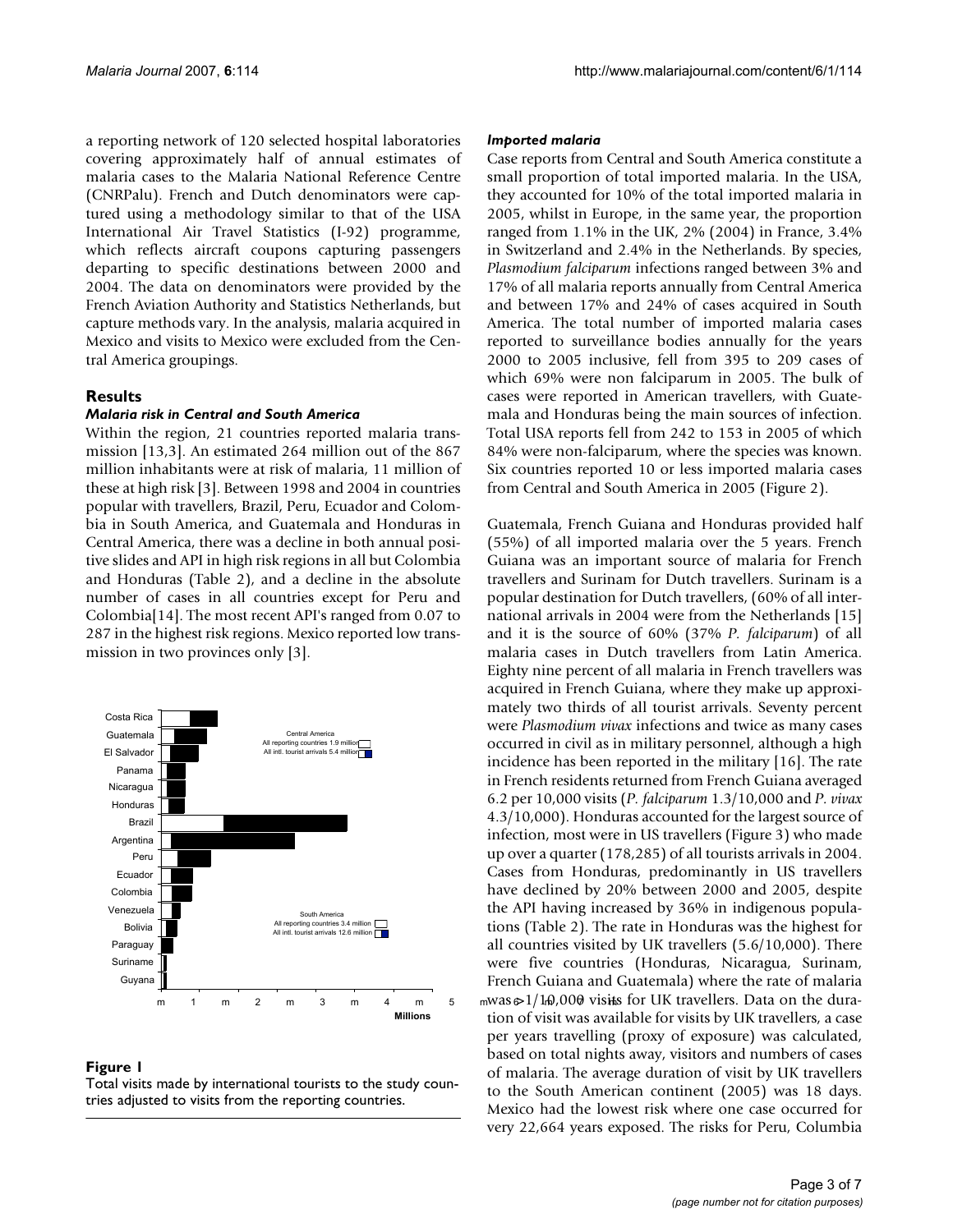a reporting network of 120 selected hospital laboratories covering approximately half of annual estimates of malaria cases to the Malaria National Reference Centre (CNRPalu). French and Dutch denominators were captured using a methodology similar to that of the USA International Air Travel Statistics (I-92) programme, which reflects aircraft coupons capturing passengers departing to specific destinations between 2000 and 2004. The data on denominators were provided by the French Aviation Authority and Statistics Netherlands, but capture methods vary. In the analysis, malaria acquired in Mexico and visits to Mexico were excluded from the Central America groupings.

## Results

### *Malaria risk in Central and South America*

Within the region, 21 countries reported malaria transmission [13,3]. An estimated 264 million out of the 867 million inhabitants were at risk of malaria, 11 million of these at high risk [3]. Between 1998 and 2004 in countries popular with travellers, Brazil, Peru, Ecuador and Colombia in South America, and Guatemala and Honduras in Central America, there was a decline in both annual positive slides and API in high risk regions in all but Colombia and Honduras (Table 2), and a decline in the absolute number of cases in all countries except for Peru and Colombia[14]. The most recent API's ranged from 0.07 to 287 in the highest risk regions. Mexico reported low transmission in two provinces only [3].

**Figure 1**

Total visits made by international tourists to the study countries adjusted to visits from the reporting countries.

### *Imported malaria*

Case reports from Central and South America constitute a small proportion of total imported malaria. In the USA, they accounted for 10% of the total imported malaria in 2005, whilst in Europe, in the same year, the proportion ranged from 1.1% in the UK, 2% (2004) in France, 3.4% in Switzerland and 2.4% in the Netherlands. By species, *Plasmodium falciparum* infections ranged between 3% and 17% of all malaria reports annually from Central America and between 17% and 24% of cases acquired in South America. The total number of imported malaria cases reported to surveillance bodies annually for the years 2000 to 2005 inclusive, fell from 395 to 209 cases of which 69% were non falciparum in 2005. The bulk of cases were reported in American travellers, with Guatemala and Honduras being the main sources of infection. Total USA reports fell from 242 to 153 in 2005 of which 84% were non-falciparum, where the species was known. Six countries reported 10 or less imported malaria cases from Central and South America in 2005 (Figure 2).

Guatemala, French Guiana and Honduras provided half (55%) of all imported malaria over the 5 years. French Guiana was an important source of malaria for French travellers and Surinam for Dutch travellers. Surinam is a popular destination for Dutch travellers, (60% of all international arrivals in 2004 were from the Netherlands [15] and it is the source of 60% (37% *P. falciparum*) of all malaria cases in Dutch travellers from Latin America. Eighty nine percent of all malaria in French travellers was acquired in French Guiana, where they make up approximately two thirds of all tourist arrivals. Seventy percent were *Plasmodium vivax* infections and twice as many cases occurred in civil as in military personnel, although a high incidence has been reported in the military [16]. The rate in French residents returned from French Guiana averaged 6.2 per 10,000 visits (*P. falciparum* 1.3/10,000 and *P. vivax* 4.3/10,000). Honduras accounted for the largest source of infection, most were in US travellers (Figure 3) who made up over a quarter (178,285) of all tourists arrivals in 2004. Cases from Honduras, predominantly in US travellers have declined by 20% between 2000 and 2005, despite the API having increased by 36% in indigenous populations (Table 2). The rate in Honduras was the highest for all countries visited by UK travellers (5.6/10,000). There were five countries (Honduras, Nicaragua, Surinam, French Guiana and Guatemala) where the rate of malaria was >1/10,000 visits for UK travellers. Data on the duration of visit was available for visits by UK travellers, a case per years travelling (proxy of exposure) was calculated, based on total nights away, visitors and numbers of cases of malaria. The average duration of visit by UK travellers to the South American continent (2005) was 18 days. Mexico had the lowest risk where one case occurred for very 22,664 years exposed. The risks for Peru, Columbia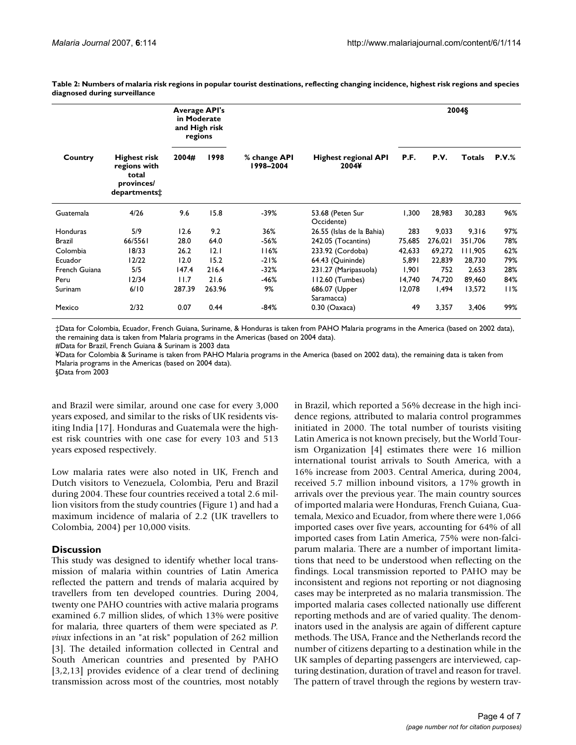**Table 2: Numbers of malaria risk regions in popular tourist destinations, reflecting changing incidence, highest risk regions and species diagnosed during surveillance**

| Country | Highest risk regions with total provinces/ departments‡ | Average API's in Moderate and High risk regions | | % change API 1998–2004 | Highest regional API 2004¥ | 2004§ | | | |
|---|---|---|---|---|---|---|---|---|---|
| | | 2004# | 1998 | | | P.F. | P.V. | Totals | P.V.% |
| Guatemala | 4/26 | 9.6 | 15.8 | -39% | 53.68 (Peten Sur Occidente) | 1,300 | 28,983 | 30,283 | 96% |
| Honduras | 5/9 | 12.6 | 9.2 | 36% | 26.55 (Islas de la Bahia) | 283 | 9,033 | 9,316 | 97% |
| Brazil | 66/5561 | 28.0 | 64.0 | -56% | 242.05 (Tocantins) | 75,685 | 276,021 | 351,706 | 78% |
| Colombia | 18/33 | 26.2 | 12.1 | 116% | 233.92 (Cordoba) | 42,633 | 69,272 | 111,905 | 62% |
| Ecuador | 12/22 | 12.0 | 15.2 | -21% | 64.43 (Quininde) | 5,891 | 22,839 | 28,730 | 79% |
| French Guiana | 5/5 | 147.4 | 216.4 | -32% | 231.27 (Maripasuola) | 1,901 | 752 | 2,653 | 28% |
| Peru | 12/34 | 11.7 | 21.6 | -46% | 112.60 (Tumbes) | 14,740 | 74,720 | 89,460 | 84% |
| Surinam | 6/10 | 287.39 | 263.96 | 9% | 686.07 (Upper Saramacca) | 12,078 | 1,494 | 13,572 | 11% |
| Mexico | 2/32 | 0.07 | 0.44 | -84% | 0.30 (Oaxaca) | 49 | 3,357 | 3,406 | 99% |

‡Data for Colombia, Ecuador, French Guiana, Suriname, & Honduras is taken from PAHO Malaria programs in the America (based on 2002 data), the remaining data is taken from Malaria programs in the Americas (based on 2004 data).
#Data for Brazil, French Guiana & Surinam is 2003 data
¥Data for Colombia & Suriname is taken from PAHO Malaria programs in the America (based on 2002 data), the remaining data is taken from Malaria programs in the Americas (based on 2004 data).
§Data from 2003

and Brazil were similar, around one case for every 3,000 years exposed, and similar to the risks of UK residents visiting India [17]. Honduras and Guatemala were the highest risk countries with one case for every 103 and 513 years exposed respectively.

Low malaria rates were also noted in UK, French and Dutch visitors to Venezuela, Colombia, Peru and Brazil during 2004. These four countries received a total 2.6 million visitors from the study countries (Figure 1) and had a maximum incidence of malaria of 2.2 (UK travellers to Colombia, 2004) per 10,000 visits.

## Discussion

This study was designed to identify whether local transmission of malaria within countries of Latin America reflected the pattern and trends of malaria acquired by travellers from ten developed countries. During 2004, twenty one PAHO countries with active malaria programs examined 6.7 million slides, of which 13% were positive for malaria, three quarters of them were speciated as *P. vivax* infections in an "at risk" population of 262 million [3]. The detailed information collected in Central and South American countries and presented by PAHO [3,2,13] provides evidence of a clear trend of declining transmission across most of the countries, most notably in Brazil, which reported a 56% decrease in the high incidence regions, attributed to malaria control programmes initiated in 2000. The total number of tourists visiting Latin America is not known precisely, but the World Tourism Organization [4] estimates there were 16 million international tourist arrivals to South America, with a 16% increase from 2003. Central America, during 2004, received 5.7 million inbound visitors, a 17% growth in arrivals over the previous year. The main country sources of imported malaria were Honduras, French Guiana, Guatemala, Mexico and Ecuador, from where there were 1,066 imported cases over five years, accounting for 64% of all imported cases from Latin America, 75% were non-falciparum malaria. There are a number of important limitations that need to be understood when reflecting on the findings. Local transmission reported to PAHO may be inconsistent and regions not reporting or not diagnosing cases may be interpreted as no malaria transmission. The imported malaria cases collected nationally use different reporting methods and are of varied quality. The denominators used in the analysis are again of different capture methods. The USA, France and the Netherlands record the number of citizens departing to a destination while in the UK samples of departing passengers are interviewed, capturing destination, duration of travel and reason for travel. The pattern of travel through the regions by western trav-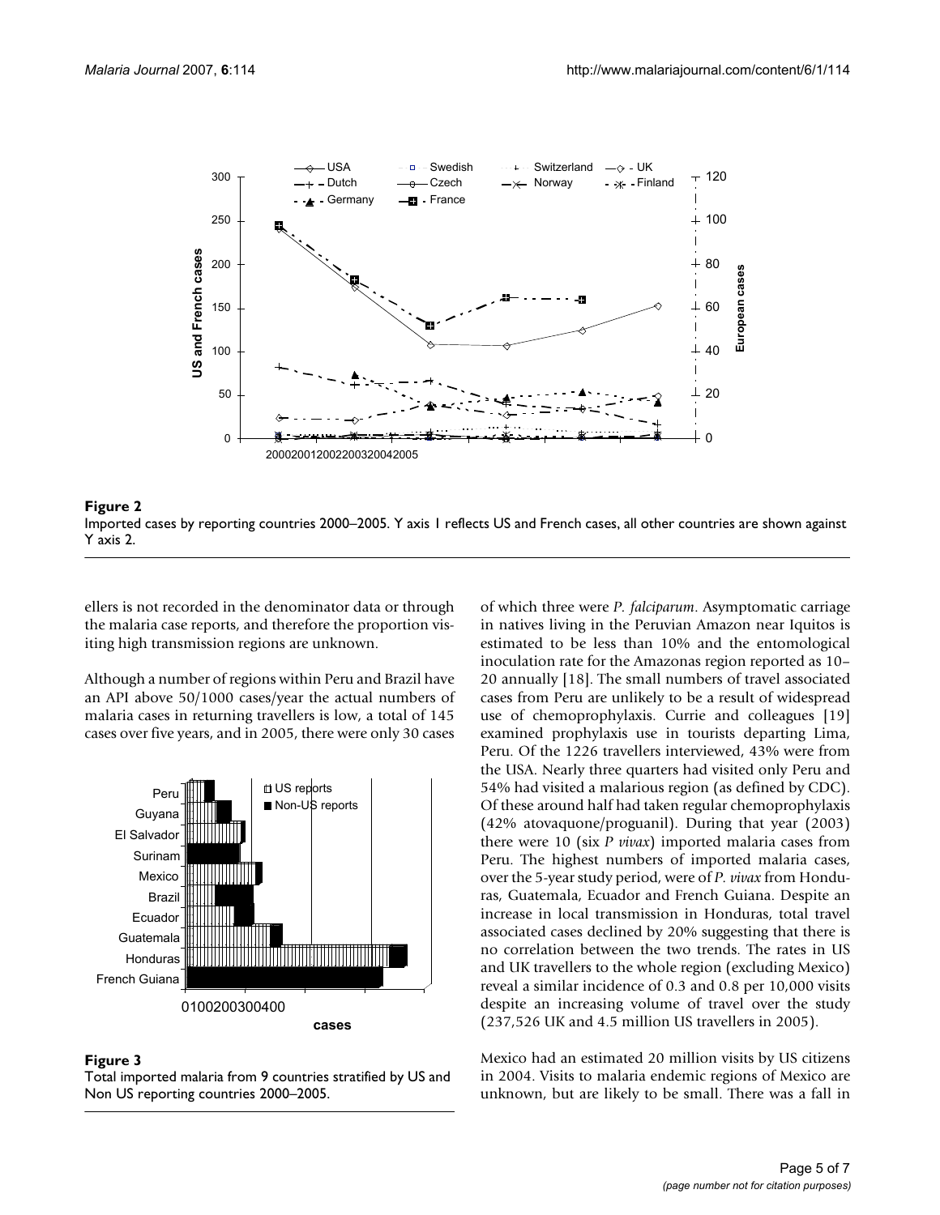**Figure 2**
Imported cases by reporting countries 2000–2005. Y axis 1 reflects US and French cases, all other countries are shown against Y axis 2.

ellers is not recorded in the denominator data or through the malaria case reports, and therefore the proportion visiting high transmission regions are unknown.

Although a number of regions within Peru and Brazil have an API above 50/1000 cases/year the actual numbers of malaria cases in returning travellers is low, a total of 145 cases over five years, and in 2005, there were only 30 cases of which three were *P. falciparum*. Asymptomatic carriage in natives living in the Peruvian Amazon near Iquitos is estimated to be less than 10% and the entomological inoculation rate for the Amazonas region reported as 10–20 annually [18]. The small numbers of travel associated cases from Peru are unlikely to be a result of widespread use of chemoprophylaxis. Currie and colleagues [19] examined prophylaxis use in tourists departing Lima, Peru. Of the 1226 travellers interviewed, 43% were from the USA. Nearly three quarters had visited only Peru and 54% had visited a malarious region (as defined by CDC). Of these around half had taken regular chemoprophylaxis (42% atovaquone/proguanil). During that year (2003) there were 10 (six *P vivax*) imported malaria cases from Peru. The highest numbers of imported malaria cases, over the 5-year study period, were of *P. vivax* from Honduras, Guatemala, Ecuador and French Guiana. Despite an increase in local transmission in Honduras, total travel associated cases declined by 20% suggesting that there is no correlation between the two trends. The rates in US and UK travellers to the whole region (excluding Mexico) reveal a similar incidence of 0.3 and 0.8 per 10,000 visits despite an increasing volume of travel over the study (237,526 UK and 4.5 million US travellers in 2005).

**Figure 3**
Total imported malaria from 9 countries stratified by US and Non US reporting countries 2000–2005.

Mexico had an estimated 20 million visits by US citizens in 2004. Visits to malaria endemic regions of Mexico are unknown, but are likely to be small. There was a fall in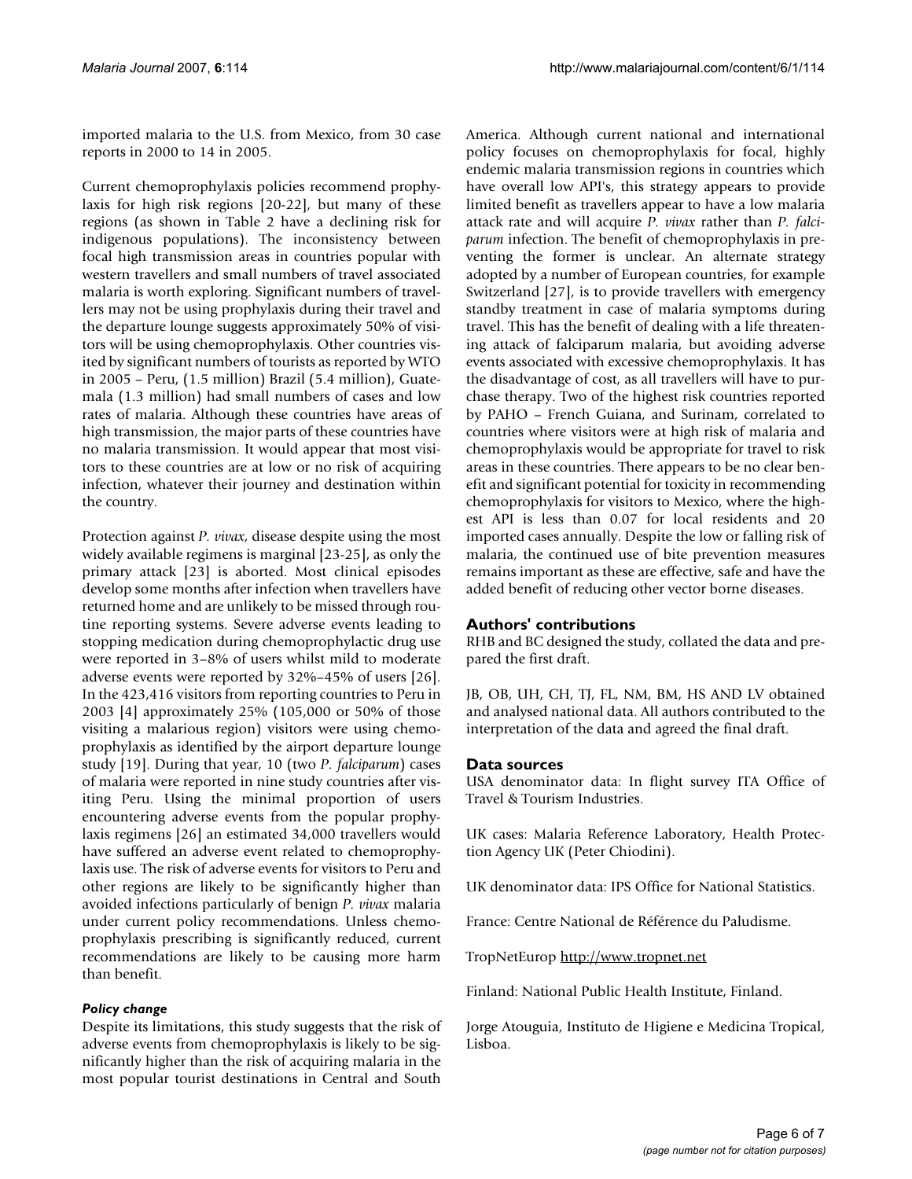imported malaria to the U.S. from Mexico, from 30 case reports in 2000 to 14 in 2005.

Current chemoprophylaxis policies recommend prophylaxis for high risk regions [20-22], but many of these regions (as shown in Table 2 have a declining risk for indigenous populations). The inconsistency between focal high transmission areas in countries popular with western travellers and small numbers of travel associated malaria is worth exploring. Significant numbers of travellers may not be using prophylaxis during their travel and the departure lounge suggests approximately 50% of visitors will be using chemoprophylaxis. Other countries visited by significant numbers of tourists as reported by WTO in 2005 – Peru, (1.5 million) Brazil (5.4 million), Guatemala (1.3 million) had small numbers of cases and low rates of malaria. Although these countries have areas of high transmission, the major parts of these countries have no malaria transmission. It would appear that most visitors to these countries are at low or no risk of acquiring infection, whatever their journey and destination within the country.

Protection against *P. vivax*, disease despite using the most widely available regimens is marginal [23-25], as only the primary attack [23] is aborted. Most clinical episodes develop some months after infection when travellers have returned home and are unlikely to be missed through routine reporting systems. Severe adverse events leading to stopping medication during chemoprophylactic drug use were reported in 3–8% of users whilst mild to moderate adverse events were reported by 32%–45% of users [26]. In the 423,416 visitors from reporting countries to Peru in 2003 [4] approximately 25% (105,000 or 50% of those visiting a malarious region) visitors were using chemoprophylaxis as identified by the airport departure lounge study [19]. During that year, 10 (two *P. falciparum*) cases of malaria were reported in nine study countries after visiting Peru. Using the minimal proportion of users encountering adverse events from the popular prophylaxis regimens [26] an estimated 34,000 travellers would have suffered an adverse event related to chemoprophylaxis use. The risk of adverse events for visitors to Peru and other regions are likely to be significantly higher than avoided infections particularly of benign *P. vivax* malaria under current policy recommendations. Unless chemoprophylaxis prescribing is significantly reduced, current recommendations are likely to be causing more harm than benefit.

### *Policy change*

Despite its limitations, this study suggests that the risk of adverse events from chemoprophylaxis is likely to be significantly higher than the risk of acquiring malaria in the most popular tourist destinations in Central and South America. Although current national and international policy focuses on chemoprophylaxis for focal, highly endemic malaria transmission regions in countries which have overall low API's, this strategy appears to provide limited benefit as travellers appear to have a low malaria attack rate and will acquire *P. vivax* rather than *P. falciparum* infection. The benefit of chemoprophylaxis in preventing the former is unclear. An alternate strategy adopted by a number of European countries, for example Switzerland [27], is to provide travellers with emergency standby treatment in case of malaria symptoms during travel. This has the benefit of dealing with a life threatening attack of falciparum malaria, but avoiding adverse events associated with excessive chemoprophylaxis. It has the disadvantage of cost, as all travellers will have to purchase therapy. Two of the highest risk countries reported by PAHO – French Guiana, and Surinam, correlated to countries where visitors were at high risk of malaria and chemoprophylaxis would be appropriate for travel to risk areas in these countries. There appears to be no clear benefit and significant potential for toxicity in recommending chemoprophylaxis for visitors to Mexico, where the highest API is less than 0.07 for local residents and 20 imported cases annually. Despite the low or falling risk of malaria, the continued use of bite prevention measures remains important as these are effective, safe and have the added benefit of reducing other vector borne diseases.

## Authors' contributions

RHB and BC designed the study, collated the data and prepared the first draft.

JB, OB, UH, CH, TJ, FL, NM, BM, HS AND LV obtained and analysed national data. All authors contributed to the interpretation of the data and agreed the final draft.

## Data sources

USA denominator data: In flight survey ITA Office of Travel & Tourism Industries.

UK cases: Malaria Reference Laboratory, Health Protection Agency UK (Peter Chiodini).

UK denominator data: IPS Office for National Statistics.

France: Centre National de Référence du Paludisme.

TropNetEurop http://www.tropnet.net

Finland: National Public Health Institute, Finland.

Jorge Atouguia, Instituto de Higiene e Medicina Tropical, Lisboa.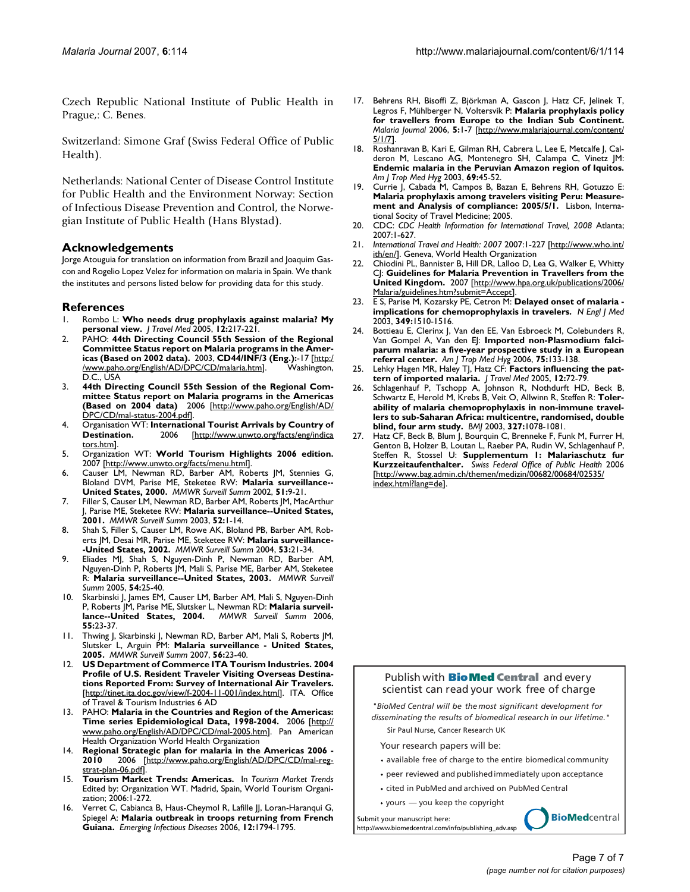Czech Republic National Institute of Public Health in Prague,: C. Benes.

Switzerland: Simone Graf (Swiss Federal Office of Public Health).

Netherlands: National Center of Disease Control Institute for Public Health and the Environment Norway: Section of Infectious Disease Prevention and Control, the Norwegian Institute of Public Health (Hans Blystad).

## Acknowledgements

Jorge Atouguia for translation on information from Brazil and Joaquim Gascon and Rogelio Lopez Velez for information on malaria in Spain. We thank the institutes and persons listed below for providing data for this study.

## References

1. Rombo L: **Who needs drug prophylaxis against malaria? My personal view.** *J Travel Med* 2005, **12:**217-221.
2. PAHO: **44th Directing Council 55th Session of the Regional Committee Status report on Malaria programs in the Americas (Based on 2002 data).** 2003, **CD44/INF/3 (Eng.):**-17 [http://www.paho.org/English/AD/DPC/CD/malaria.htm]. Washington, D.C., USA
3. **44th Directing Council 55th Session of the Regional Committee Status report on Malaria programs in the Americas (Based on 2004 data)** 2006 [http://www.paho.org/English/AD/DPC/CD/mal-status-2004.pdf].
4. Organisation WT: **International Tourist Arrivals by Country of Destination.** 2006 [http://www.unwto.org/facts/eng/indicators.htm].
5. Organization WT: **World Tourism Highlights 2006 edition.** 2007 [http://www.unwto.org/facts/menu.html].
6. Causer LM, Newman RD, Barber AM, Roberts JM, Stennies G, Bloland DVM, Parise ME, Steketee RW: **Malaria surveillance--United States, 2000.** *MMWR Surveill Summ* 2002, **51:**9-21.
7. Filler S, Causer LM, Newman RD, Barber AM, Roberts JM, MacArthur J, Parise ME, Steketee RW: **Malaria surveillance--United States, 2001.** *MMWR Surveill Summ* 2003, **52:**1-14.
8. Shah S, Filler S, Causer LM, Rowe AK, Bloland PB, Barber AM, Roberts JM, Desai MR, Parise ME, Steketee RW: **Malaria surveillance--United States, 2002.** *MMWR Surveill Summ* 2004, **53:**21-34.
9. Eliades MJ, Shah S, Nguyen-Dinh P, Newman RD, Barber AM, Nguyen-Dinh P, Roberts JM, Mali S, Parise ME, Barber AM, Steketee R: **Malaria surveillance--United States, 2003.** *MMWR Surveill Summ* 2005, **54:**25-40.
10. Skarbinski J, James EM, Causer LM, Barber AM, Mali S, Nguyen-Dinh P, Roberts JM, Parise ME, Slutsker L, Newman RD: **Malaria surveillance--United States, 2004.** *MMWR Surveill Summ* 2006, **55:**23-37.
11. Thwing J, Skarbinski J, Newman RD, Barber AM, Mali S, Roberts JM, Slutsker L, Arguin PM: **Malaria surveillance - United States, 2005.** *MMWR Surveill Summ* 2007, **56:**23-40.
12. **US Department of Commerce ITA Tourism Industries. 2004 Profile of U.S. Resident Traveler Visiting Overseas Destinations Reported From: Survey of International Air Travelers.** [http://tinet.ita.doc.gov/view/f-2004-11-001/index.html]. ITA. Office of Travel & Tourism Industries 6 AD
13. PAHO: **Malaria in the Countries and Region of the Americas: Time series Epidemiological Data, 1998-2004.** 2006 [http://www.paho.org/English/AD/DPC/CD/mal-2005.htm]. Pan American Health Organization World Health Organization
14. **Regional Strategic plan for malaria in the Americas 2006 - 2010** 2006 [http://www.paho.org/English/AD/DPC/CD/mal-reg-strat-plan-06.pdf].
15. **Tourism Market Trends: Americas.** In *Tourism Market Trends* Edited by: Organization WT. Madrid, Spain, World Tourism Organization; 2006:1-272.
16. Verret C, Cabianca B, Haus-Cheymol R, Lafille JJ, Loran-Haranqui G, Spiegel A: **Malaria outbreak in troops returning from French Guiana.** *Emerging Infectious Diseases* 2006, **12:**1794-1795.
17. Behrens RH, Bisoffi Z, Björkman A, Gascon J, Hatz CF, Jelinek T, Legros F, Mühlberger N, Voltersvik P: **Malaria prophylaxis policy for travellers from Europe to the Indian Sub Continent.** *Malaria Journal* 2006, **5:**1-7 [http://www.malariajournal.com/content/5/1/7].
18. Roshanravan B, Kari E, Gilman RH, Cabrera L, Lee E, Metcalfe J, Calderon M, Lescano AG, Montenegro SH, Calampa C, Vinetz JM: **Endemic malaria in the Peruvian Amazon region of Iquitos.** *Am J Trop Med Hyg* 2003, **69:**45-52.
19. Currie J, Cabada M, Campos B, Bazan E, Behrens RH, Gotuzzo E: **Malaria prophylaxis among travelers visiting Peru: Measurement and Analysis of compliance: 2005/5/1.** Lisbon, International Socity of Travel Medicine; 2005.
20. CDC: *CDC Health Information for International Travel, 2008* Atlanta; 2007:1-627.
21. *International Travel and Health: 2007* 2007:1-227 [http://www.who.int/ith/en/]. Geneva, World Health Organization
22. Chiodini PL, Bannister B, Hill DR, Lalloo D, Lea G, Walker E, Whitty CJ: **Guidelines for Malaria Prevention in Travellers from the United Kingdom.** 2007 [http://www.hpa.org.uk/publications/2006/Malaria/guidelines.htm?submit=Accept].
23. E S, Parise M, Kozarsky PE, Cetron M: **Delayed onset of malaria - implications for chemoprophylaxis in travelers.** *N Engl J Med* 2003, **349:**1510-1516.
24. Bottieau E, Clerinx J, Van den EE, Van Esbroeck M, Colebunders R, Van Gompel A, Van den EJ: **Imported non-Plasmodium falciparum malaria: a five-year prospective study in a European referral center.** *Am J Trop Med Hyg* 2006, **75:**133-138.
25. Lehky Hagen MR, Haley TJ, Hatz CF: **Factors influencing the pattern of imported malaria.** *J Travel Med* 2005, **12:**72-79.
26. Schlagenhauf P, Tschopp A, Johnson R, Nothdurft HD, Beck B, Schwartz E, Herold M, Krebs B, Veit O, Allwinn R, Steffen R: **Tolerability of malaria chemoprophylaxis in non-immune travellers to sub-Saharan Africa: multicentre, randomised, double blind, four arm study.** *BMJ* 2003, **327:**1078-1081.
27. Hatz CF, Beck B, Blum J, Bourquin C, Brenneke F, Funk M, Furrer H, Genton B, Holzer B, Loutan L, Raeber PA, Rudin W, Schlagenhauf P, Steffen R, Stossel U: **Supplementum 1: Malariaschutz fur Kurzzeitaufenthalter.** *Swiss Federal Office of Public Health* 2006 [http://www.bag.admin.ch/themen/medizin/00682/00684/02535/index.html?lang=de].

Publish with **BioMed Central** and every scientist can read your work free of charge

*"BioMed Central will be the most significant development for disseminating the results of biomedical research in our lifetime."*
Sir Paul Nurse, Cancer Research UK

Your research papers will be:

- available free of charge to the entire biomedical community
- peer reviewed and published immediately upon acceptance
- cited in PubMed and archived on PubMed Central
- yours — you keep the copyright

Submit your manuscript here:
http://www.biomedcentral.com/info/publishing_adv.asp

BioMedcentral